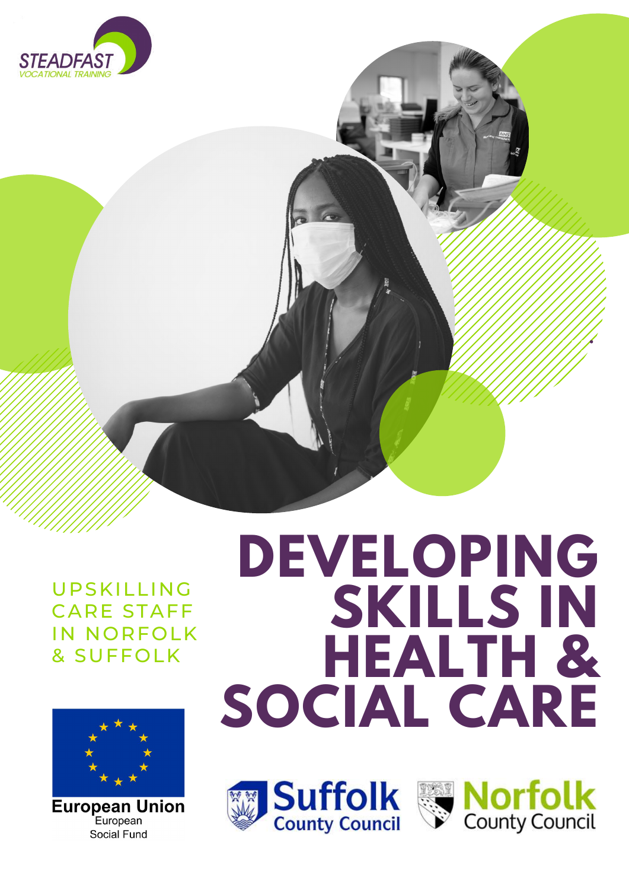STEADFAST
VOCATIONAL TRAINING

# DEVELOPING SKILLS IN HEALTH & SOCIAL CARE

UPSKILLING CARE STAFF IN NORFOLK & SUFFOLK

European Union
European Social Fund

Suffolk County Council

Norfolk County Council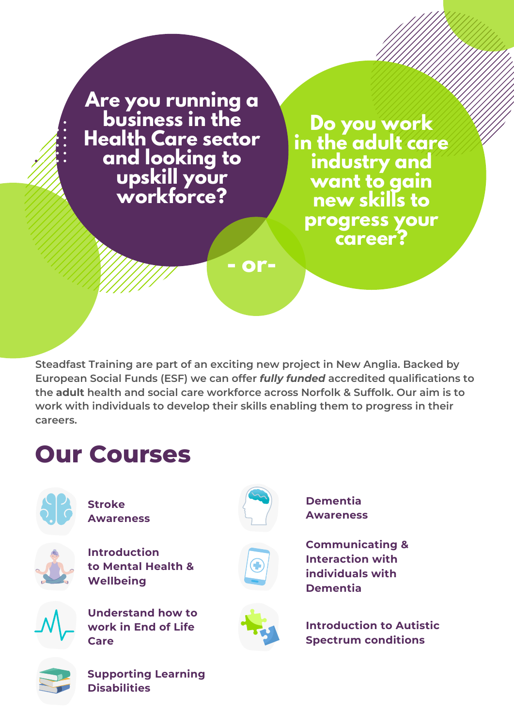**Are you running a business in the Health Care sector and looking to upskill your workforce?**

**- or-**

**Do you work in the adult care industry and want to gain new skills to progress your career?**

Steadfast Training are part of an exciting new project in New Anglia. Backed by European Social Funds (ESF) we can offer ***fully funded*** accredited qualifications to the **adult** health and social care workforce across Norfolk & Suffolk. Our aim is to work with individuals to develop their skills enabling them to progress in their careers.

## Our Courses

- **Stroke Awareness**
- **Introduction to Mental Health & Wellbeing**
- **Understand how to work in End of Life Care**
- **Supporting Learning Disabilities**
- **Dementia Awareness**
- **Communicating & Interaction with individuals with Dementia**
- **Introduction to Autistic Spectrum conditions**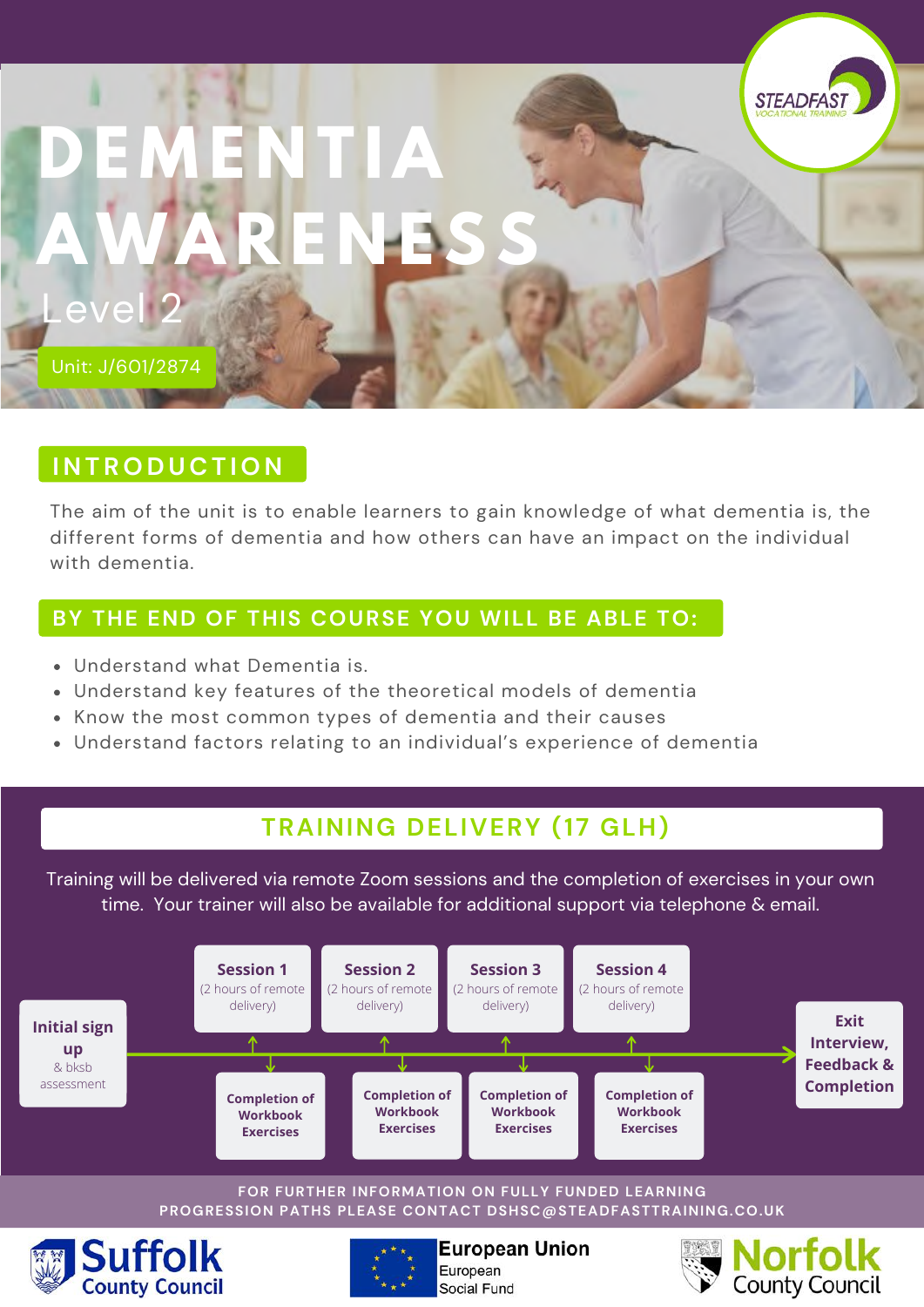# DEMENTIA AWARENESS

Level 2

Unit: J/601/2874

## INTRODUCTION

The aim of the unit is to enable learners to gain knowledge of what dementia is, the different forms of dementia and how others can have an impact on the individual with dementia.

## BY THE END OF THIS COURSE YOU WILL BE ABLE TO:

- Understand what Dementia is.
- Understand key features of the theoretical models of dementia
- Know the most common types of dementia and their causes
- Understand factors relating to an individual's experience of dementia

## TRAINING DELIVERY (17 GLH)

Training will be delivered via remote Zoom sessions and the completion of exercises in your own time. Your trainer will also be available for additional support via telephone & email.

- **Initial sign up** & bksb assessment
- **Session 1** (2 hours of remote delivery)
- **Completion of Workbook Exercises**
- **Session 2** (2 hours of remote delivery)
- **Completion of Workbook Exercises**
- **Session 3** (2 hours of remote delivery)
- **Completion of Workbook Exercises**
- **Session 4** (2 hours of remote delivery)
- **Completion of Workbook Exercises**
- **Exit Interview, Feedback & Completion**

FOR FURTHER INFORMATION ON FULLY FUNDED LEARNING PROGRESSION PATHS PLEASE CONTACT DSHSC@STEADFASTTRAINING.CO.UK

Suffolk County Council | European Union European Social Fund | Norfolk County Council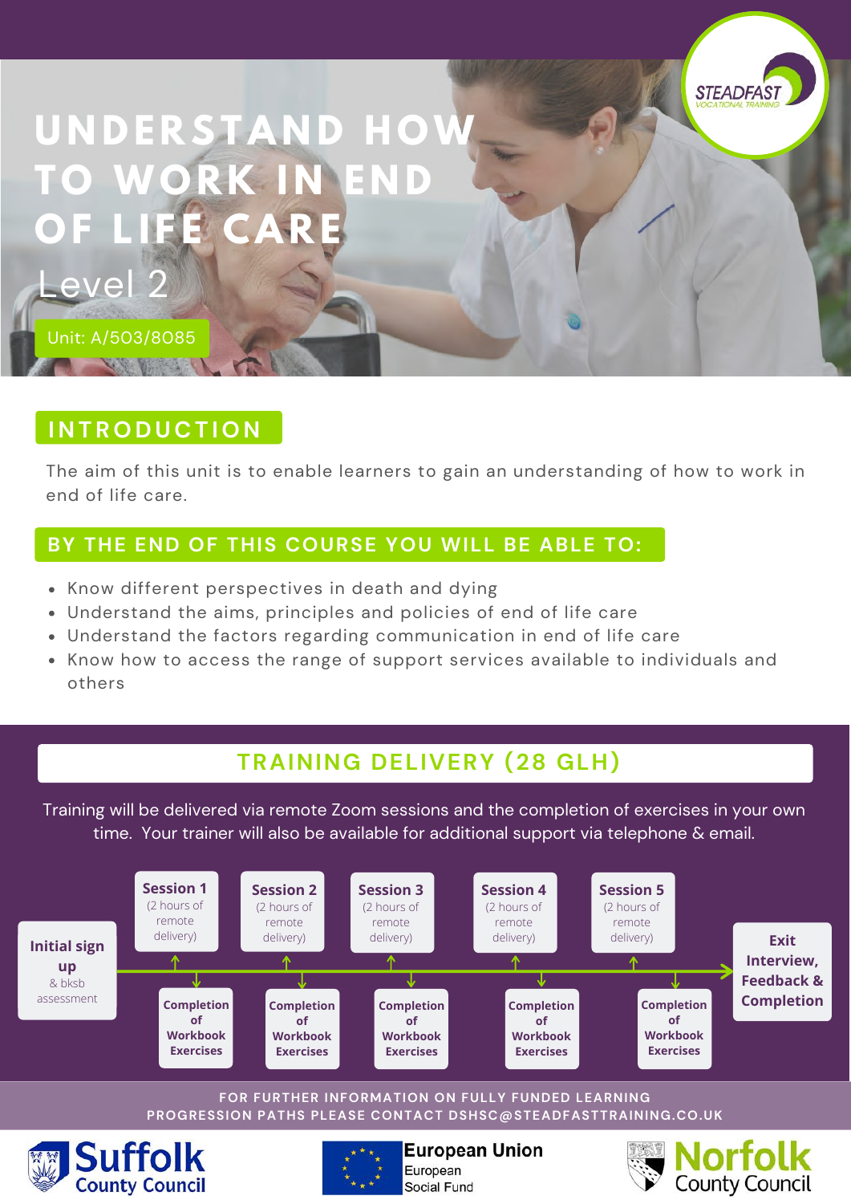# UNDERSTAND HOW TO WORK IN END OF LIFE CARE

Level 2

Unit: A/503/8085

## INTRODUCTION

The aim of this unit is to enable learners to gain an understanding of how to work in end of life care.

## BY THE END OF THIS COURSE YOU WILL BE ABLE TO:

- Know different perspectives in death and dying
- Understand the aims, principles and policies of end of life care
- Understand the factors regarding communication in end of life care
- Know how to access the range of support services available to individuals and others

## TRAINING DELIVERY (28 GLH)

Training will be delivered via remote Zoom sessions and the completion of exercises in your own time. Your trainer will also be available for additional support via telephone & email.

- **Initial sign up** & bksb assessment
- **Session 1** (2 hours of remote delivery)
- **Completion of Workbook Exercises**
- **Session 2** (2 hours of remote delivery)
- **Completion of Workbook Exercises**
- **Session 3** (2 hours of remote delivery)
- **Completion of Workbook Exercises**
- **Session 4** (2 hours of remote delivery)
- **Completion of Workbook Exercises**
- **Session 5** (2 hours of remote delivery)
- **Completion of Workbook Exercises**
- **Exit Interview, Feedback & Completion**

FOR FURTHER INFORMATION ON FULLY FUNDED LEARNING PROGRESSION PATHS PLEASE CONTACT DSHSC@STEADFASTTRAINING.CO.UK

Suffolk County Council | European Union European Social Fund | Norfolk County Council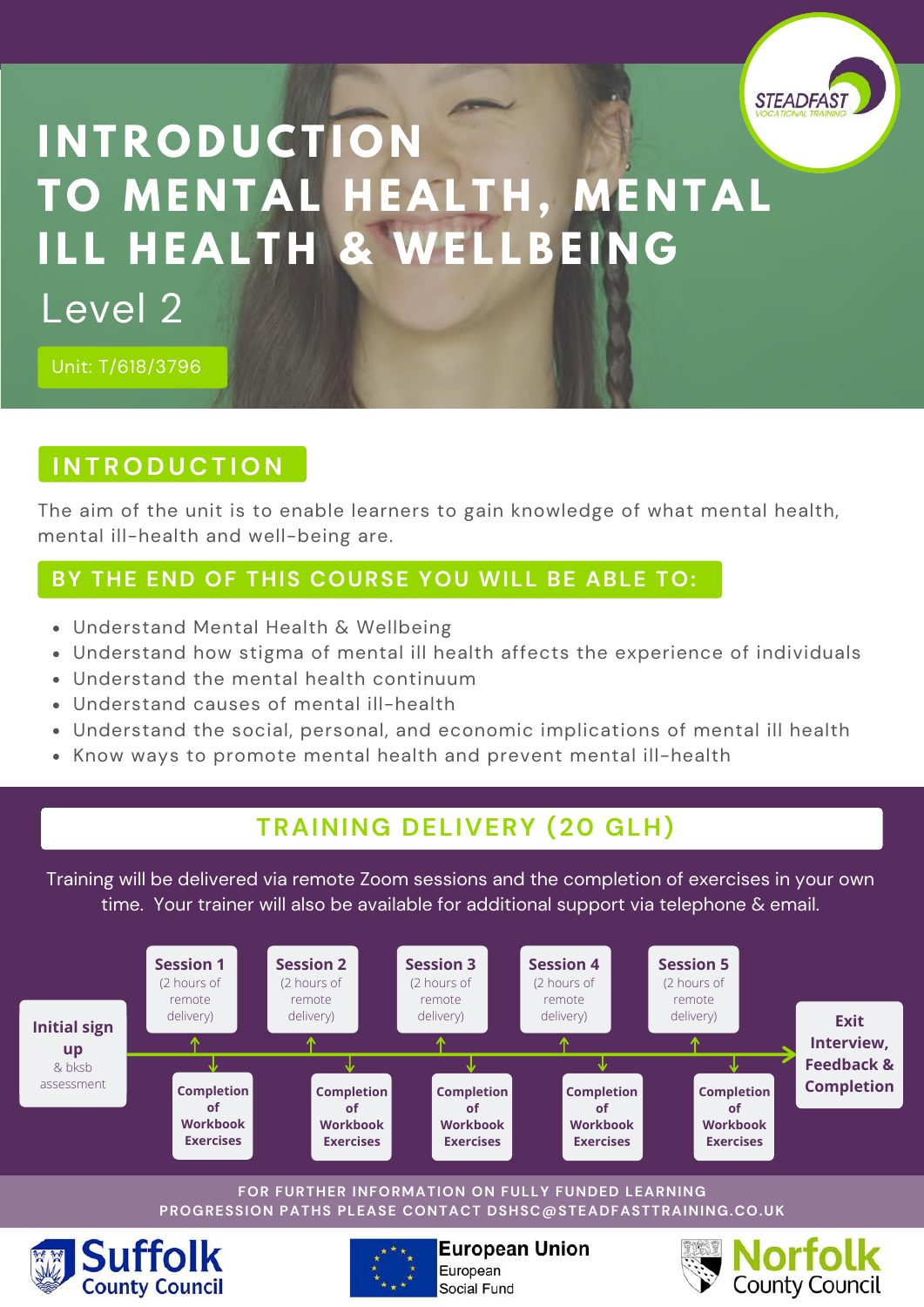# INTRODUCTION TO MENTAL HEALTH, MENTAL ILL HEALTH & WELLBEING

Level 2

Unit: T/618/3796

## INTRODUCTION

The aim of the unit is to enable learners to gain knowledge of what mental health, mental ill-health and well-being are.

## BY THE END OF THIS COURSE YOU WILL BE ABLE TO:

- Understand Mental Health & Wellbeing
- Understand how stigma of mental ill health affects the experience of individuals
- Understand the mental health continuum
- Understand causes of mental ill-health
- Understand the social, personal, and economic implications of mental ill health
- Know ways to promote mental health and prevent mental ill-health

## TRAINING DELIVERY (20 GLH)

Training will be delivered via remote Zoom sessions and the completion of exercises in your own time. Your trainer will also be available for additional support via telephone & email.

**Initial sign up** & bksb assessment

**Session 1** (2 hours of remote delivery) → **Completion of Workbook Exercises**

**Session 2** (2 hours of remote delivery) → **Completion of Workbook Exercises**

**Session 3** (2 hours of remote delivery) → **Completion of Workbook Exercises**

**Session 4** (2 hours of remote delivery) → **Completion of Workbook Exercises**

**Session 5** (2 hours of remote delivery) → **Completion of Workbook Exercises**

**Exit Interview, Feedback & Completion**

FOR FURTHER INFORMATION ON FULLY FUNDED LEARNING PROGRESSION PATHS PLEASE CONTACT DSHSC@STEADFASTTRAINING.CO.UK

Suffolk County Council | European Union European Social Fund | Norfolk County Council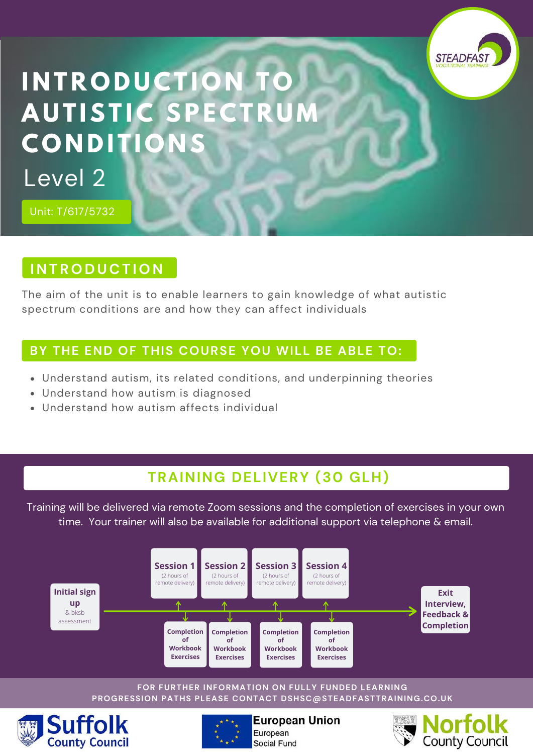# INTRODUCTION TO AUTISTIC SPECTRUM CONDITIONS

Level 2

Unit: T/617/5732

STEADFAST VOCATIONAL TRAINING

## INTRODUCTION

The aim of the unit is to enable learners to gain knowledge of what autistic spectrum conditions are and how they can affect individuals

## BY THE END OF THIS COURSE YOU WILL BE ABLE TO:

- Understand autism, its related conditions, and underpinning theories
- Understand how autism is diagnosed
- Understand how autism affects individual

## TRAINING DELIVERY (30 GLH)

Training will be delivered via remote Zoom sessions and the completion of exercises in your own time. Your trainer will also be available for additional support via telephone & email.

- **Initial sign up** & bksb assessment
- **Session 1** (2 hours of remote delivery) — **Completion of Workbook Exercises**
- **Session 2** (2 hours of remote delivery) — **Completion of Workbook Exercises**
- **Session 3** (2 hours of remote delivery) — **Completion of Workbook Exercises**
- **Session 4** (2 hours of remote delivery) — **Completion of Workbook Exercises**
- **Exit Interview, Feedback & Completion**

FOR FURTHER INFORMATION ON FULLY FUNDED LEARNING PROGRESSION PATHS PLEASE CONTACT DSHSC@STEADFASTTRAINING.CO.UK

Suffolk County Council | European Union European Social Fund | Norfolk County Council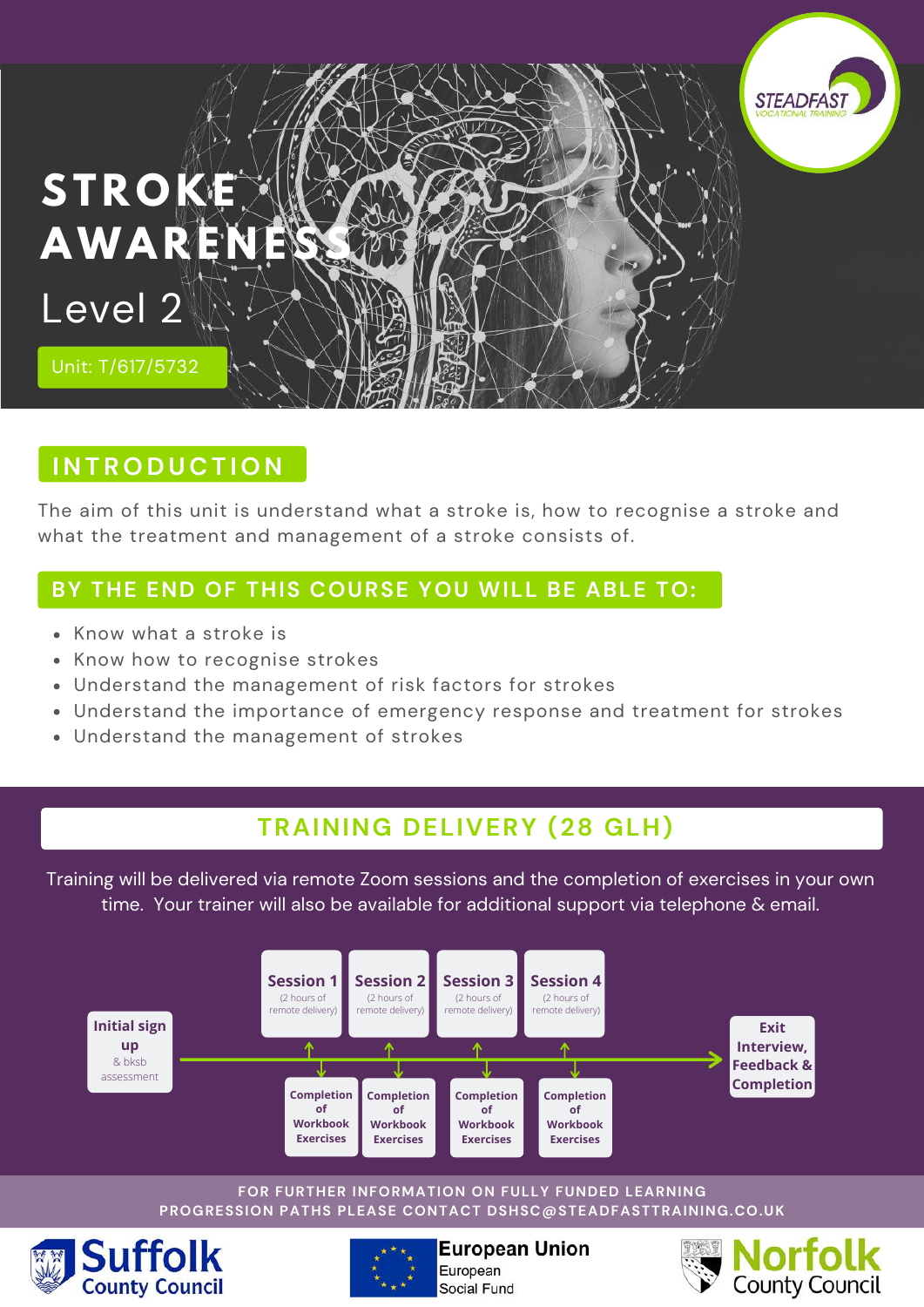STEADFAST
VOCATIONAL TRAINING

# STROKE AWARENESS

## Level 2

Unit: T/617/5732

## INTRODUCTION

The aim of this unit is understand what a stroke is, how to recognise a stroke and what the treatment and management of a stroke consists of.

## BY THE END OF THIS COURSE YOU WILL BE ABLE TO:

- Know what a stroke is
- Know how to recognise strokes
- Understand the management of risk factors for strokes
- Understand the importance of emergency response and treatment for strokes
- Understand the management of strokes

## TRAINING DELIVERY (28 GLH)

Training will be delivered via remote Zoom sessions and the completion of exercises in your own time. Your trainer will also be available for additional support via telephone & email.

**Initial sign up** & bksb assessment

**Session 1** (2 hours of remote delivery) — **Completion of Workbook Exercises**

**Session 2** (2 hours of remote delivery) — **Completion of Workbook Exercises**

**Session 3** (2 hours of remote delivery) — **Completion of Workbook Exercises**

**Session 4** (2 hours of remote delivery) — **Completion of Workbook Exercises**

**Exit Interview, Feedback & Completion**

FOR FURTHER INFORMATION ON FULLY FUNDED LEARNING PROGRESSION PATHS PLEASE CONTACT DSHSC@STEADFASTTRAINING.CO.UK

Suffolk County Council | European Union European Social Fund | Norfolk County Council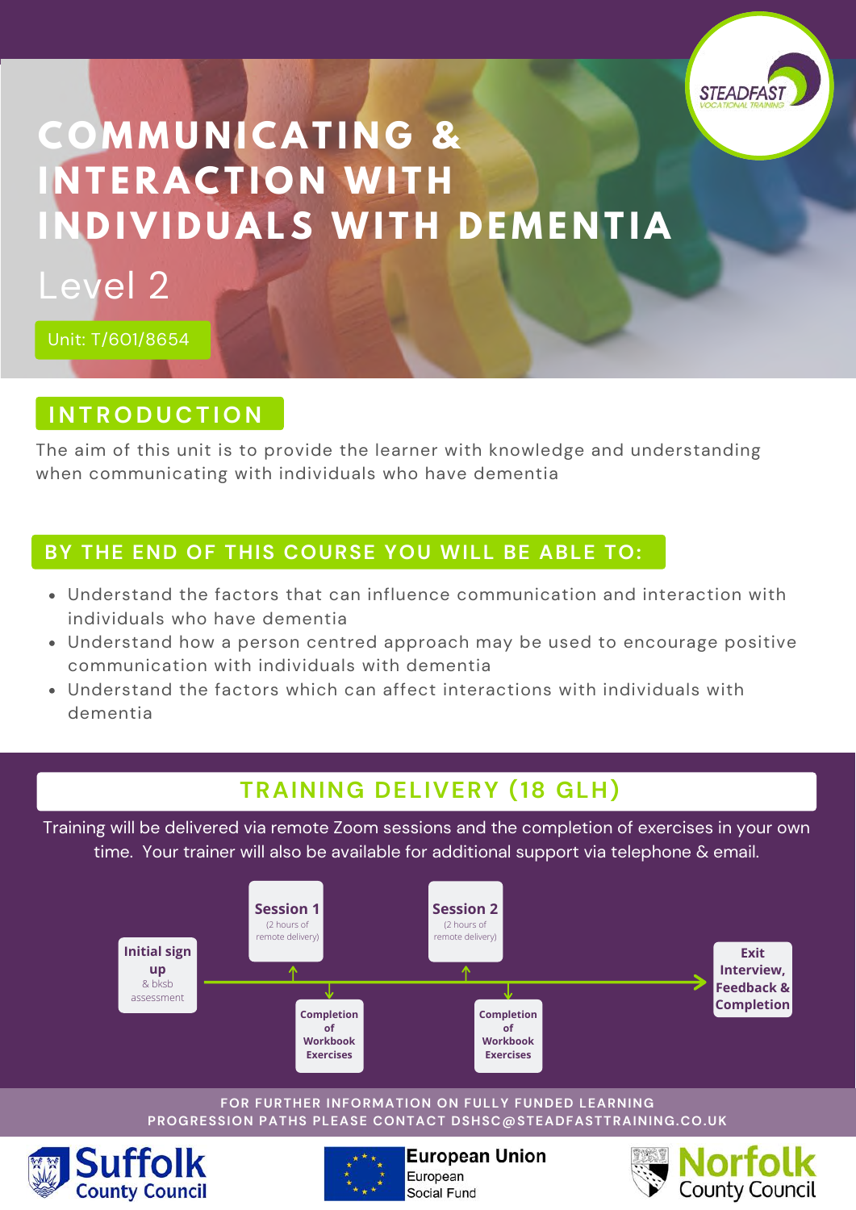# COMMUNICATING & INTERACTION WITH INDIVIDUALS WITH DEMENTIA

Level 2

Unit: T/601/8654

## INTRODUCTION

The aim of this unit is to provide the learner with knowledge and understanding when communicating with individuals who have dementia

## BY THE END OF THIS COURSE YOU WILL BE ABLE TO:

- Understand the factors that can influence communication and interaction with individuals who have dementia
- Understand how a person centred approach may be used to encourage positive communication with individuals with dementia
- Understand the factors which can affect interactions with individuals with dementia

## TRAINING DELIVERY (18 GLH)

Training will be delivered via remote Zoom sessions and the completion of exercises in your own time. Your trainer will also be available for additional support via telephone & email.

- **Initial sign up** & bksb assessment
- **Session 1** (2 hours of remote delivery)
- **Completion of Workbook Exercises**
- **Session 2** (2 hours of remote delivery)
- **Completion of Workbook Exercises**
- **Exit Interview, Feedback & Completion**

FOR FURTHER INFORMATION ON FULLY FUNDED LEARNING PROGRESSION PATHS PLEASE CONTACT DSHSC@STEADFASTTRAINING.CO.UK

Suffolk County Council | European Union European Social Fund | Norfolk County Council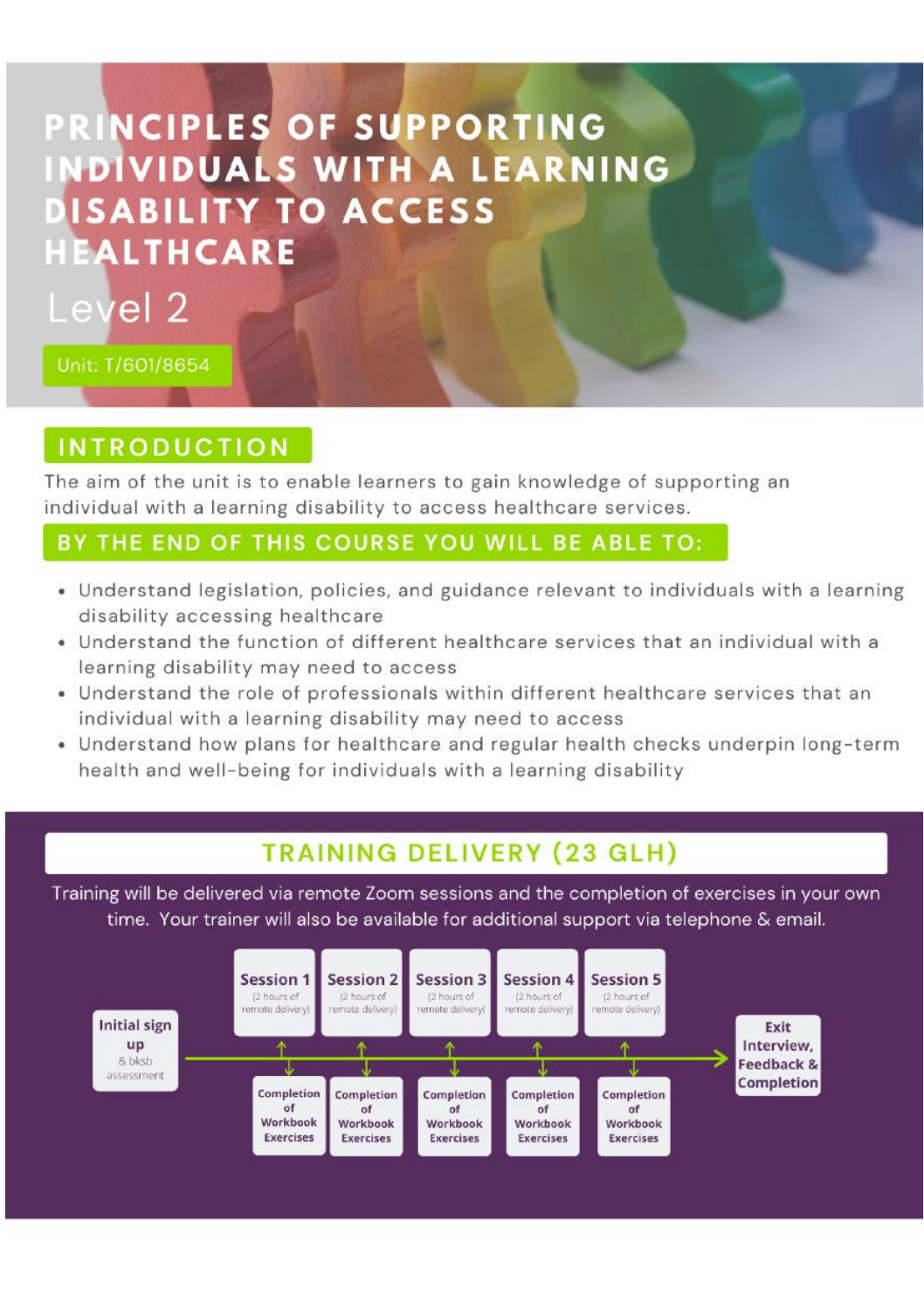# PRINCIPLES OF SUPPORTING INDIVIDUALS WITH A LEARNING DISABILITY TO ACCESS HEALTHCARE

Level 2

Unit: T/601/8654

## INTRODUCTION

The aim of the unit is to enable learners to gain knowledge of supporting an individual with a learning disability to access healthcare services.

## BY THE END OF THIS COURSE YOU WILL BE ABLE TO:

- Understand legislation, policies, and guidance relevant to individuals with a learning disability accessing healthcare
- Understand the function of different healthcare services that an individual with a learning disability may need to access
- Understand the role of professionals within different healthcare services that an individual with a learning disability may need to access
- Understand how plans for healthcare and regular health checks underpin long-term health and well-being for individuals with a learning disability

## TRAINING DELIVERY (23 GLH)

Training will be delivered via remote Zoom sessions and the completion of exercises in your own time. Your trainer will also be available for additional support via telephone & email.

- **Initial sign up** & bksb assessment
- **Session 1** (2 hours of remote delivery) — Completion of Workbook Exercises
- **Session 2** (2 hours of remote delivery) — Completion of Workbook Exercises
- **Session 3** (2 hours of remote delivery) — Completion of Workbook Exercises
- **Session 4** (2 hours of remote delivery) — Completion of Workbook Exercises
- **Session 5** (2 hours of remote delivery) — Completion of Workbook Exercises
- **Exit Interview, Feedback & Completion**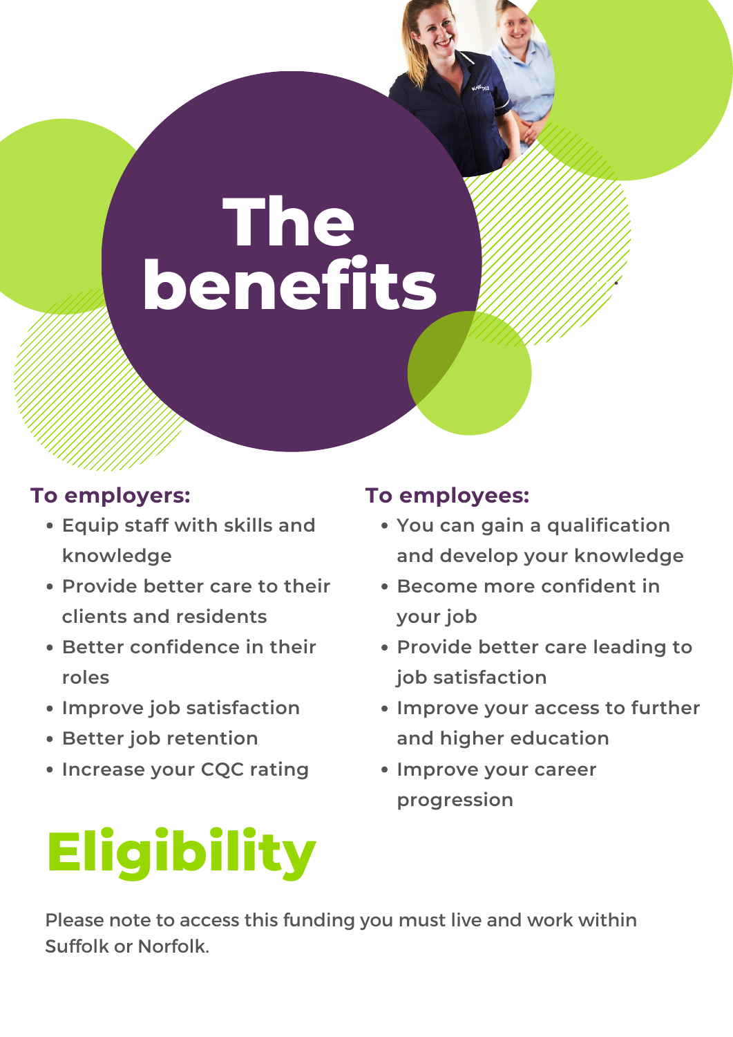# The benefits

### To employers:

- Equip staff with skills and knowledge
- Provide better care to their clients and residents
- Better confidence in their roles
- Improve job satisfaction
- Better job retention
- Increase your CQC rating

### To employees:

- You can gain a qualification and develop your knowledge
- Become more confident in your job
- Provide better care leading to job satisfaction
- Improve your access to further and higher education
- Improve your career progression

# Eligibility

Please note to access this funding you must live and work within Suffolk or Norfolk.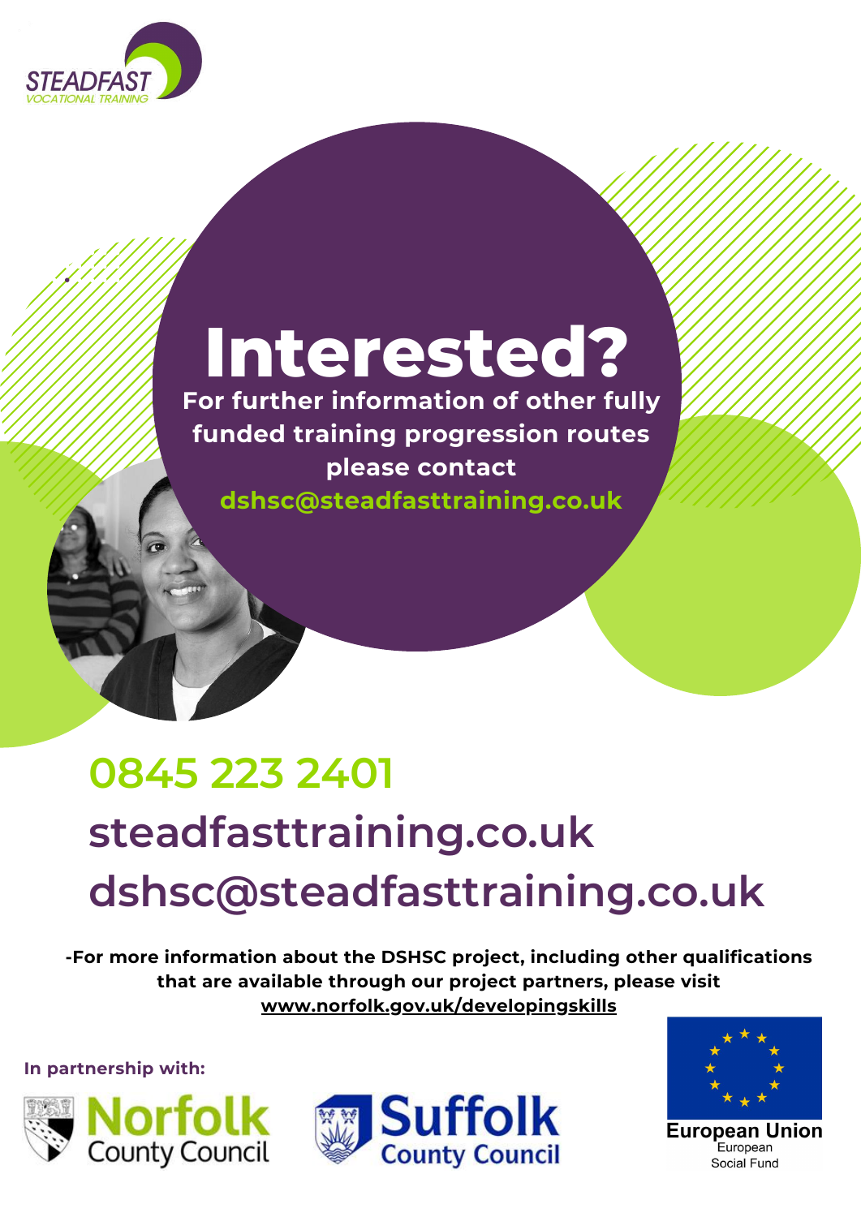STEADFAST
VOCATIONAL TRAINING

# Interested?

**For further information of other fully funded training progression routes please contact**
**dshsc@steadfasttraining.co.uk**

## 0845 223 2401

## steadfasttraining.co.uk

## dshsc@steadfasttraining.co.uk

**-For more information about the DSHSC project, including other qualifications that are available through our project partners, please visit www.norfolk.gov.uk/developingskills**

**In partnership with:**

Norfolk County Council

Suffolk County Council

European Union
European Social Fund